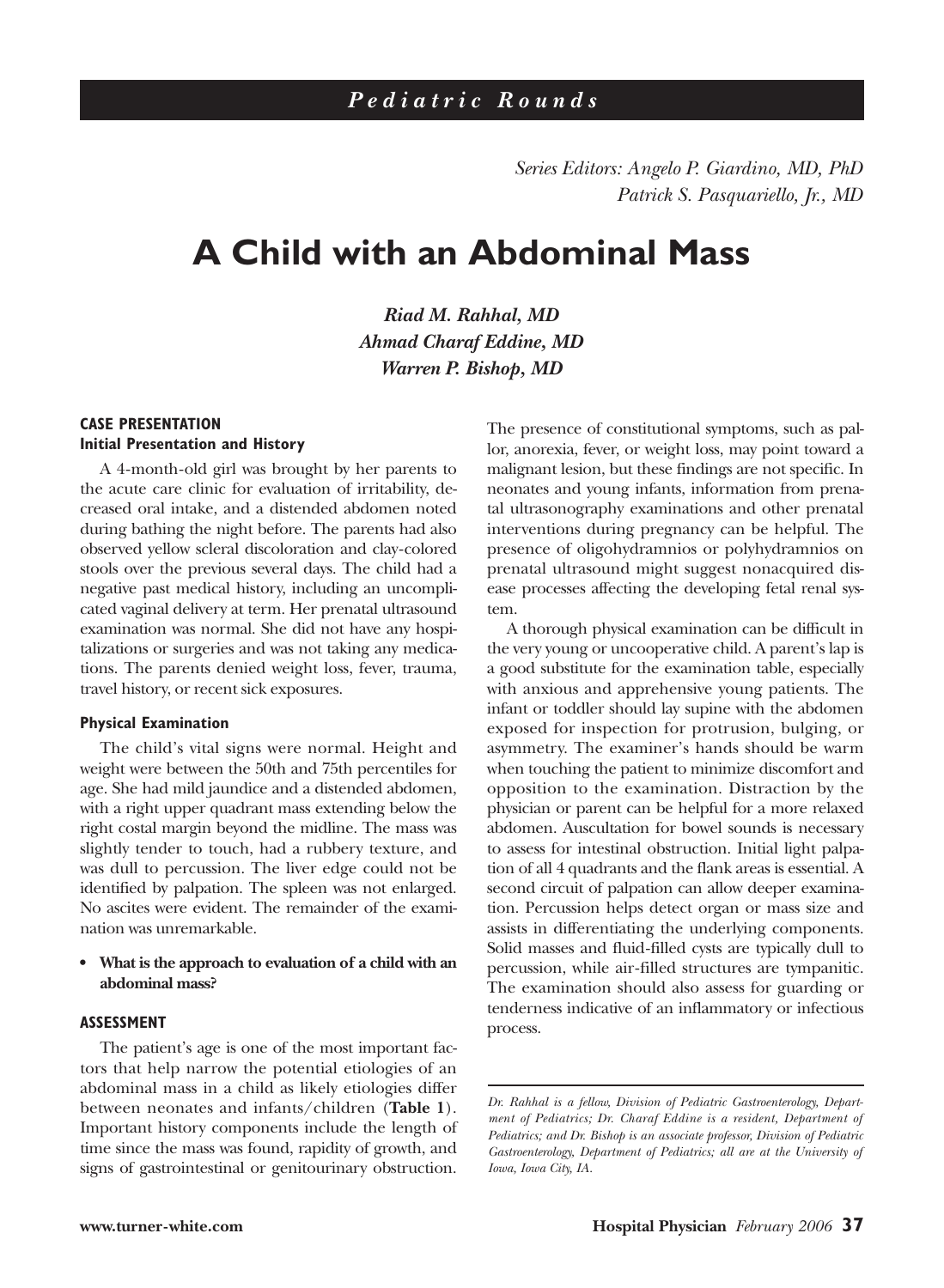# A Child with an Abdominal Mass

*Series Editors: Angelo P. Giardino, MD, PhD*
*Patrick S. Pasquariello, Jr., MD*

***Riad M. Rahhal, MD***
***Ahmad Charaf Eddine, MD***
***Warren P. Bishop, MD***

## CASE PRESENTATION

### Initial Presentation and History

A 4-month-old girl was brought by her parents to the acute care clinic for evaluation of irritability, decreased oral intake, and a distended abdomen noted during bathing the night before. The parents had also observed yellow scleral discoloration and clay-colored stools over the previous several days. The child had a negative past medical history, including an uncomplicated vaginal delivery at term. Her prenatal ultrasound examination was normal. She did not have any hospitalizations or surgeries and was not taking any medications. The parents denied weight loss, fever, trauma, travel history, or recent sick exposures.

### Physical Examination

The child's vital signs were normal. Height and weight were between the 50th and 75th percentiles for age. She had mild jaundice and a distended abdomen, with a right upper quadrant mass extending below the right costal margin beyond the midline. The mass was slightly tender to touch, had a rubbery texture, and was dull to percussion. The liver edge could not be identified by palpation. The spleen was not enlarged. No ascites were evident. The remainder of the examination was unremarkable.

- **What is the approach to evaluation of a child with an abdominal mass?**

## ASSESSMENT

The patient's age is one of the most important factors that help narrow the potential etiologies of an abdominal mass in a child as likely etiologies differ between neonates and infants/children (**Table 1**). Important history components include the length of time since the mass was found, rapidity of growth, and signs of gastrointestinal or genitourinary obstruction. The presence of constitutional symptoms, such as pallor, anorexia, fever, or weight loss, may point toward a malignant lesion, but these findings are not specific. In neonates and young infants, information from prenatal ultrasonography examinations and other prenatal interventions during pregnancy can be helpful. The presence of oligohydramnios or polyhydramnios on prenatal ultrasound might suggest nonacquired disease processes affecting the developing fetal renal system.

A thorough physical examination can be difficult in the very young or uncooperative child. A parent's lap is a good substitute for the examination table, especially with anxious and apprehensive young patients. The infant or toddler should lay supine with the abdomen exposed for inspection for protrusion, bulging, or asymmetry. The examiner's hands should be warm when touching the patient to minimize discomfort and opposition to the examination. Distraction by the physician or parent can be helpful for a more relaxed abdomen. Auscultation for bowel sounds is necessary to assess for intestinal obstruction. Initial light palpation of all 4 quadrants and the flank areas is essential. A second circuit of palpation can allow deeper examination. Percussion helps detect organ or mass size and assists in differentiating the underlying components. Solid masses and fluid-filled cysts are typically dull to percussion, while air-filled structures are tympanitic. The examination should also assess for guarding or tenderness indicative of an inflammatory or infectious process.

---

*Dr. Rahhal is a fellow, Division of Pediatric Gastroenterology, Department of Pediatrics; Dr. Charaf Eddine is a resident, Department of Pediatrics; and Dr. Bishop is an associate professor, Division of Pediatric Gastroenterology, Department of Pediatrics; all are at the University of Iowa, Iowa City, IA.*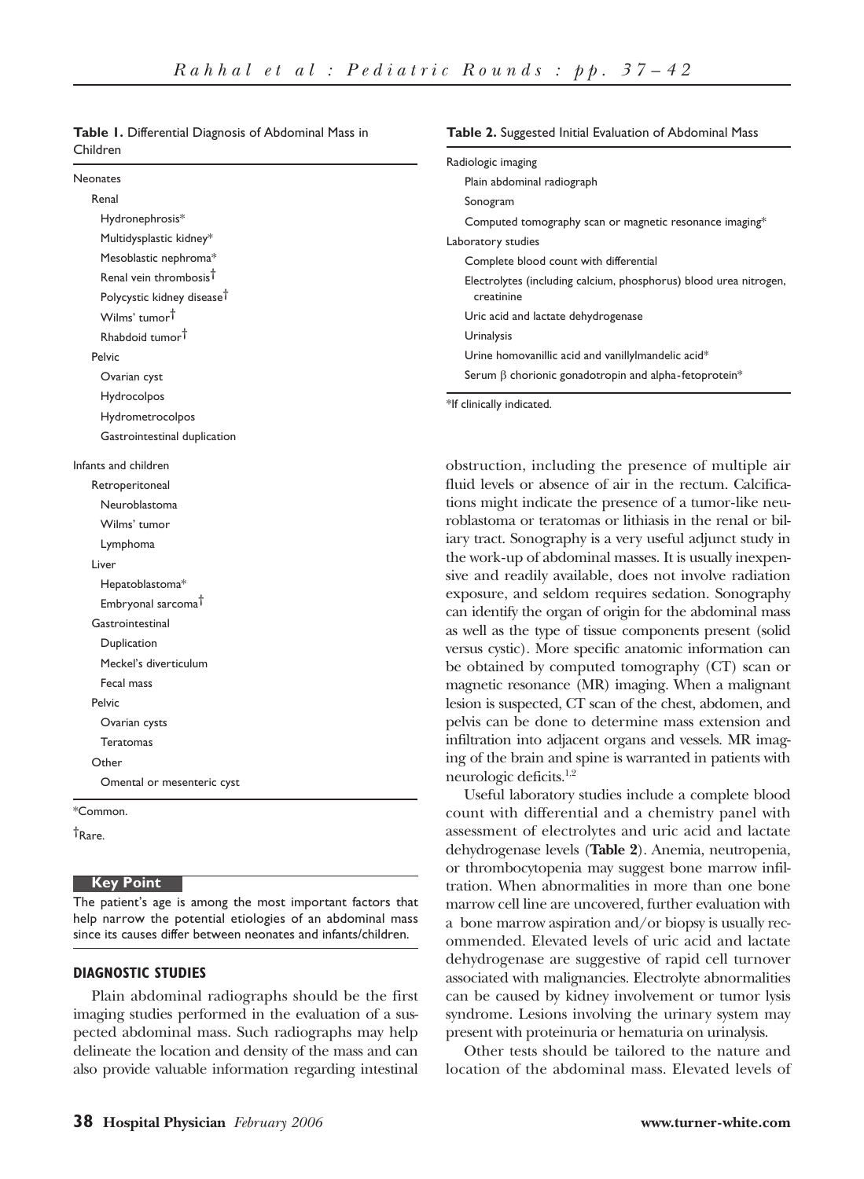**Table 1.** Differential Diagnosis of Abdominal Mass in Children

| |
|---|
| Neonates |
| Renal |
| Hydronephrosis* |
| Multidysplastic kidney* |
| Mesoblastic nephroma* |
| Renal vein thrombosis† |
| Polycystic kidney disease† |
| Wilms' tumor† |
| Rhabdoid tumor† |
| Pelvic |
| Ovarian cyst |
| Hydrocolpos |
| Hydrometrocolpos |
| Gastrointestinal duplication |
| Infants and children |
| Retroperitoneal |
| Neuroblastoma |
| Wilms' tumor |
| Lymphoma |
| Liver |
| Hepatoblastoma* |
| Embryonal sarcoma† |
| Gastrointestinal |
| Duplication |
| Meckel's diverticulum |
| Fecal mass |
| Pelvic |
| Ovarian cysts |
| Teratomas |
| Other |
| Omental or mesenteric cyst |

*Common.

†Rare.

**Key Point**

The patient's age is among the most important factors that help narrow the potential etiologies of an abdominal mass since its causes differ between neonates and infants/children.

## DIAGNOSTIC STUDIES

Plain abdominal radiographs should be the first imaging studies performed in the evaluation of a suspected abdominal mass. Such radiographs may help delineate the location and density of the mass and can also provide valuable information regarding intestinal obstruction, including the presence of multiple air fluid levels or absence of air in the rectum. Calcifications might indicate the presence of a tumor-like neuroblastoma or teratomas or lithiasis in the renal or biliary tract. Sonography is a very useful adjunct study in the work-up of abdominal masses. It is usually inexpensive and readily available, does not involve radiation exposure, and seldom requires sedation. Sonography can identify the organ of origin for the abdominal mass as well as the type of tissue components present (solid versus cystic). More specific anatomic information can be obtained by computed tomography (CT) scan or magnetic resonance (MR) imaging. When a malignant lesion is suspected, CT scan of the chest, abdomen, and pelvis can be done to determine mass extension and infiltration into adjacent organs and vessels. MR imaging of the brain and spine is warranted in patients with neurologic deficits.[1,2]

**Table 2.** Suggested Initial Evaluation of Abdominal Mass

| |
|---|
| Radiologic imaging |
| Plain abdominal radiograph |
| Sonogram |
| Computed tomography scan or magnetic resonance imaging* |
| Laboratory studies |
| Complete blood count with differential |
| Electrolytes (including calcium, phosphorus) blood urea nitrogen, creatinine |
| Uric acid and lactate dehydrogenase |
| Urinalysis |
| Urine homovanillic acid and vanillylmandelic acid* |
| Serum β chorionic gonadotropin and alpha-fetoprotein* |

*If clinically indicated.

Useful laboratory studies include a complete blood count with differential and a chemistry panel with assessment of electrolytes and uric acid and lactate dehydrogenase levels (**Table 2**). Anemia, neutropenia, or thrombocytopenia may suggest bone marrow infiltration. When abnormalities in more than one bone marrow cell line are uncovered, further evaluation with a bone marrow aspiration and/or biopsy is usually recommended. Elevated levels of uric acid and lactate dehydrogenase are suggestive of rapid cell turnover associated with malignancies. Electrolyte abnormalities can be caused by kidney involvement or tumor lysis syndrome. Lesions involving the urinary system may present with proteinuria or hematuria on urinalysis.

Other tests should be tailored to the nature and location of the abdominal mass. Elevated levels of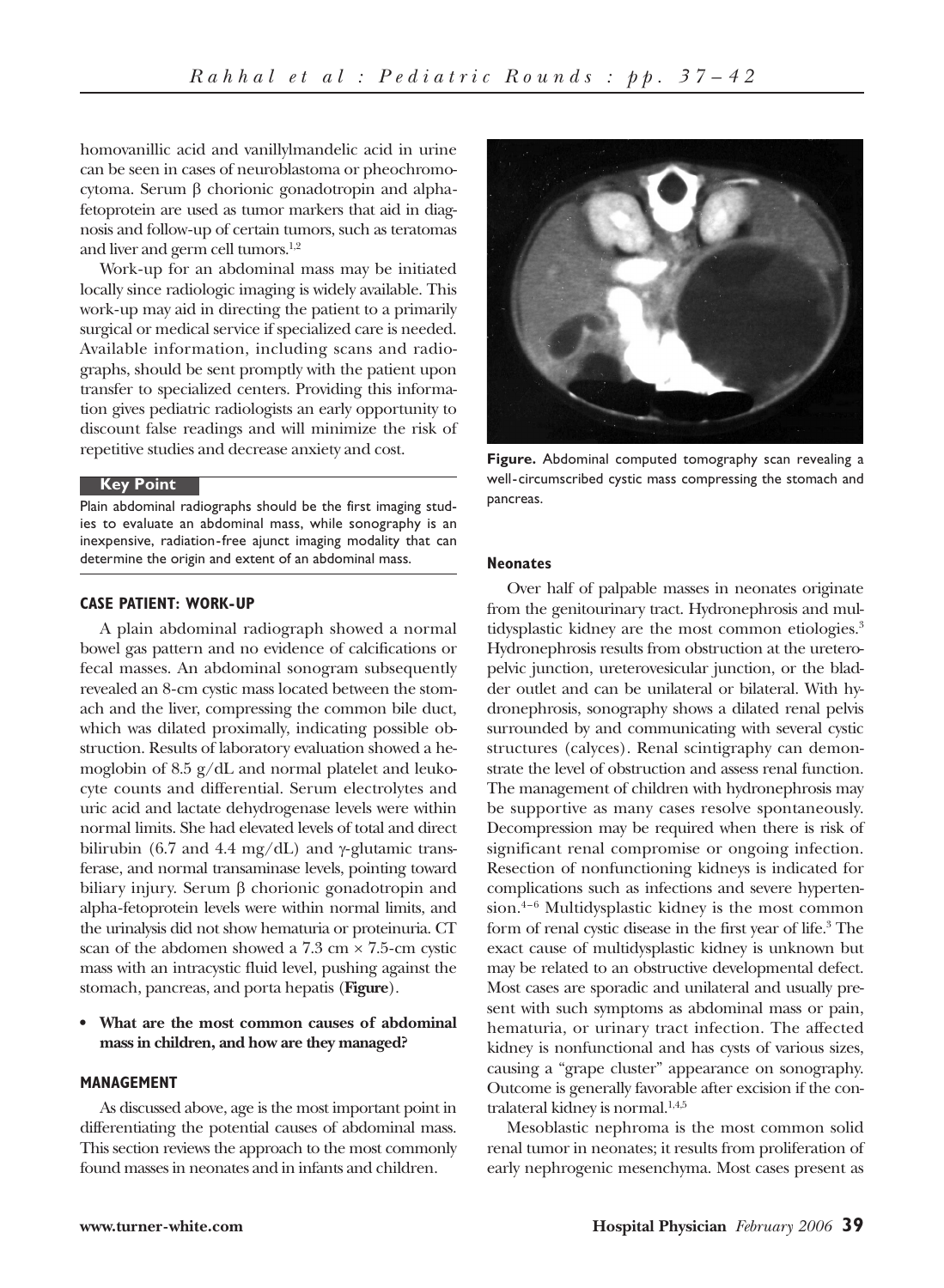homovanillic acid and vanillylmandelic acid in urine can be seen in cases of neuroblastoma or pheochromocytoma. Serum β chorionic gonadotropin and alpha-fetoprotein are used as tumor markers that aid in diagnosis and follow-up of certain tumors, such as teratomas and liver and germ cell tumors.[1,2]

Work-up for an abdominal mass may be initiated locally since radiologic imaging is widely available. This work-up may aid in directing the patient to a primarily surgical or medical service if specialized care is needed. Available information, including scans and radiographs, should be sent promptly with the patient upon transfer to specialized centers. Providing this information gives pediatric radiologists an early opportunity to discount false readings and will minimize the risk of repetitive studies and decrease anxiety and cost.

**Key Point**

Plain abdominal radiographs should be the first imaging studies to evaluate an abdominal mass, while sonography is an inexpensive, radiation-free ajunct imaging modality that can determine the origin and extent of an abdominal mass.

## CASE PATIENT: WORK-UP

A plain abdominal radiograph showed a normal bowel gas pattern and no evidence of calcifications or fecal masses. An abdominal sonogram subsequently revealed an 8-cm cystic mass located between the stomach and the liver, compressing the common bile duct, which was dilated proximally, indicating possible obstruction. Results of laboratory evaluation showed a hemoglobin of 8.5 g/dL and normal platelet and leukocyte counts and differential. Serum electrolytes and uric acid and lactate dehydrogenase levels were within normal limits. She had elevated levels of total and direct bilirubin (6.7 and 4.4 mg/dL) and γ-glutamic transferase, and normal transaminase levels, pointing toward biliary injury. Serum β chorionic gonadotropin and alpha-fetoprotein levels were within normal limits, and the urinalysis did not show hematuria or proteinuria. CT scan of the abdomen showed a 7.3 cm × 7.5-cm cystic mass with an intracystic fluid level, pushing against the stomach, pancreas, and porta hepatis (**Figure**).

- **What are the most common causes of abdominal mass in children, and how are they managed?**

## MANAGEMENT

As discussed above, age is the most important point in differentiating the potential causes of abdominal mass. This section reviews the approach to the most commonly found masses in neonates and in infants and children.

**Figure.** Abdominal computed tomography scan revealing a well-circumscribed cystic mass compressing the stomach and pancreas.

### Neonates

Over half of palpable masses in neonates originate from the genitourinary tract. Hydronephrosis and multidysplastic kidney are the most common etiologies.[3] Hydronephrosis results from obstruction at the ureteropelvic junction, ureterovesicular junction, or the bladder outlet and can be unilateral or bilateral. With hydronephrosis, sonography shows a dilated renal pelvis surrounded by and communicating with several cystic structures (calyces). Renal scintigraphy can demonstrate the level of obstruction and assess renal function. The management of children with hydronephrosis may be supportive as many cases resolve spontaneously. Decompression may be required when there is risk of significant renal compromise or ongoing infection. Resection of nonfunctioning kidneys is indicated for complications such as infections and severe hypertension.[4–6] Multidysplastic kidney is the most common form of renal cystic disease in the first year of life.[3] The exact cause of multidysplastic kidney is unknown but may be related to an obstructive developmental defect. Most cases are sporadic and unilateral and usually present with such symptoms as abdominal mass or pain, hematuria, or urinary tract infection. The affected kidney is nonfunctional and has cysts of various sizes, causing a "grape cluster" appearance on sonography. Outcome is generally favorable after excision if the contralateral kidney is normal.[1,4,5]

Mesoblastic nephroma is the most common solid renal tumor in neonates; it results from proliferation of early nephrogenic mesenchyma. Most cases present as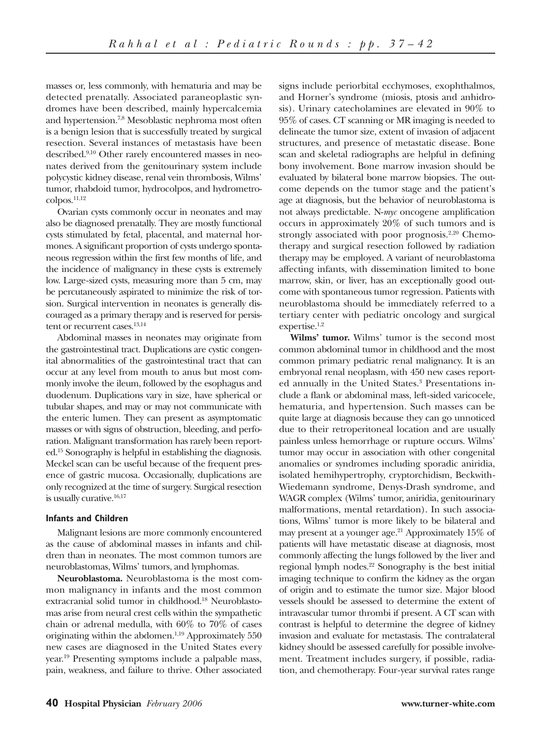masses or, less commonly, with hematuria and may be detected prenatally. Associated paraneoplastic syndromes have been described, mainly hypercalcemia and hypertension.[7,8] Mesoblastic nephroma most often is a benign lesion that is successfully treated by surgical resection. Several instances of metastasis have been described.[9,10] Other rarely encountered masses in neonates derived from the genitourinary system include polycystic kidney disease, renal vein thrombosis, Wilms' tumor, rhabdoid tumor, hydrocolpos, and hydrometrocolpos.[11,12]

Ovarian cysts commonly occur in neonates and may also be diagnosed prenatally. They are mostly functional cysts stimulated by fetal, placental, and maternal hormones. A significant proportion of cysts undergo spontaneous regression within the first few months of life, and the incidence of malignancy in these cysts is extremely low. Large-sized cysts, measuring more than 5 cm, may be percutaneously aspirated to minimize the risk of torsion. Surgical intervention in neonates is generally discouraged as a primary therapy and is reserved for persistent or recurrent cases.[13,14]

Abdominal masses in neonates may originate from the gastrointestinal tract. Duplications are cystic congenital abnormalities of the gastrointestinal tract that can occur at any level from mouth to anus but most commonly involve the ileum, followed by the esophagus and duodenum. Duplications vary in size, have spherical or tubular shapes, and may or may not communicate with the enteric lumen. They can present as asymptomatic masses or with signs of obstruction, bleeding, and perforation. Malignant transformation has rarely been reported.[15] Sonography is helpful in establishing the diagnosis. Meckel scan can be useful because of the frequent presence of gastric mucosa. Occasionally, duplications are only recognized at the time of surgery. Surgical resection is usually curative.[16,17]

### Infants and Children

Malignant lesions are more commonly encountered as the cause of abdominal masses in infants and children than in neonates. The most common tumors are neuroblastomas, Wilms' tumors, and lymphomas.

**Neuroblastoma.** Neuroblastoma is the most common malignancy in infants and the most common extracranial solid tumor in childhood.[18] Neuroblastomas arise from neural crest cells within the sympathetic chain or adrenal medulla, with 60% to 70% of cases originating within the abdomen.[1,19] Approximately 550 new cases are diagnosed in the United States every year.[19] Presenting symptoms include a palpable mass, pain, weakness, and failure to thrive. Other associated signs include periorbital ecchymoses, exophthalmos, and Horner's syndrome (miosis, ptosis and anhidrosis). Urinary catecholamines are elevated in 90% to 95% of cases. CT scanning or MR imaging is needed to delineate the tumor size, extent of invasion of adjacent structures, and presence of metastatic disease. Bone scan and skeletal radiographs are helpful in defining bony involvement. Bone marrow invasion should be evaluated by bilateral bone marrow biopsies. The outcome depends on the tumor stage and the patient's age at diagnosis, but the behavior of neuroblastoma is not always predictable. N-*myc* oncogene amplification occurs in approximately 20% of such tumors and is strongly associated with poor prognosis.[2,20] Chemotherapy and surgical resection followed by radiation therapy may be employed. A variant of neuroblastoma affecting infants, with dissemination limited to bone marrow, skin, or liver, has an exceptionally good outcome with spontaneous tumor regression. Patients with neuroblastoma should be immediately referred to a tertiary center with pediatric oncology and surgical expertise.[1,2]

**Wilms' tumor.** Wilms' tumor is the second most common abdominal tumor in childhood and the most common primary pediatric renal malignancy. It is an embryonal renal neoplasm, with 450 new cases reported annually in the United States.[3] Presentations include a flank or abdominal mass, left-sided varicocele, hematuria, and hypertension. Such masses can be quite large at diagnosis because they can go unnoticed due to their retroperitoneal location and are usually painless unless hemorrhage or rupture occurs. Wilms' tumor may occur in association with other congenital anomalies or syndromes including sporadic aniridia, isolated hemihypertrophy, cryptorchidism, Beckwith-Wiedemann syndrome, Denys-Drash syndrome, and WAGR complex (Wilms' tumor, aniridia, genitourinary malformations, mental retardation). In such associations, Wilms' tumor is more likely to be bilateral and may present at a younger age.[21] Approximately 15% of patients will have metastatic disease at diagnosis, most commonly affecting the lungs followed by the liver and regional lymph nodes.[22] Sonography is the best initial imaging technique to confirm the kidney as the organ of origin and to estimate the tumor size. Major blood vessels should be assessed to determine the extent of intravascular tumor thrombi if present. A CT scan with contrast is helpful to determine the degree of kidney invasion and evaluate for metastasis. The contralateral kidney should be assessed carefully for possible involvement. Treatment includes surgery, if possible, radiation, and chemotherapy. Four-year survival rates range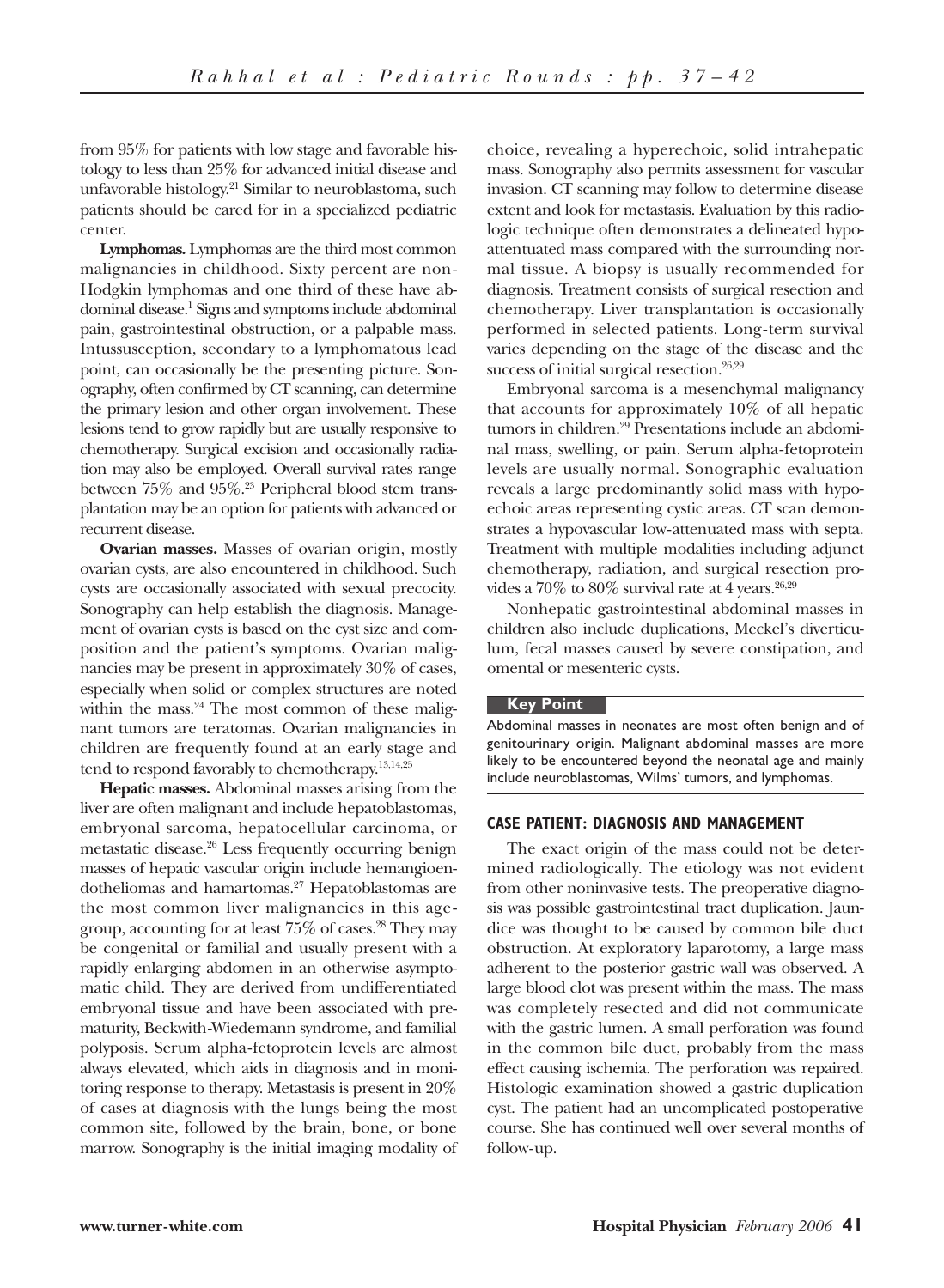from 95% for patients with low stage and favorable histology to less than 25% for advanced initial disease and unfavorable histology.[21] Similar to neuroblastoma, such patients should be cared for in a specialized pediatric center.

**Lymphomas.** Lymphomas are the third most common malignancies in childhood. Sixty percent are non-Hodgkin lymphomas and one third of these have abdominal disease.[1] Signs and symptoms include abdominal pain, gastrointestinal obstruction, or a palpable mass. Intussusception, secondary to a lymphomatous lead point, can occasionally be the presenting picture. Sonography, often confirmed by CT scanning, can determine the primary lesion and other organ involvement. These lesions tend to grow rapidly but are usually responsive to chemotherapy. Surgical excision and occasionally radiation may also be employed. Overall survival rates range between 75% and 95%.[23] Peripheral blood stem transplantation may be an option for patients with advanced or recurrent disease.

**Ovarian masses.** Masses of ovarian origin, mostly ovarian cysts, are also encountered in childhood. Such cysts are occasionally associated with sexual precocity. Sonography can help establish the diagnosis. Management of ovarian cysts is based on the cyst size and composition and the patient's symptoms. Ovarian malignancies may be present in approximately 30% of cases, especially when solid or complex structures are noted within the mass.[24] The most common of these malignant tumors are teratomas. Ovarian malignancies in children are frequently found at an early stage and tend to respond favorably to chemotherapy.[13,14,25]

**Hepatic masses.** Abdominal masses arising from the liver are often malignant and include hepatoblastomas, embryonal sarcoma, hepatocellular carcinoma, or metastatic disease.[26] Less frequently occurring benign masses of hepatic vascular origin include hemangioendotheliomas and hamartomas.[27] Hepatoblastomas are the most common liver malignancies in this age-group, accounting for at least 75% of cases.[28] They may be congenital or familial and usually present with a rapidly enlarging abdomen in an otherwise asymptomatic child. They are derived from undifferentiated embryonal tissue and have been associated with prematurity, Beckwith-Wiedemann syndrome, and familial polyposis. Serum alpha-fetoprotein levels are almost always elevated, which aids in diagnosis and in monitoring response to therapy. Metastasis is present in 20% of cases at diagnosis with the lungs being the most common site, followed by the brain, bone, or bone marrow. Sonography is the initial imaging modality of choice, revealing a hyperechoic, solid intrahepatic mass. Sonography also permits assessment for vascular invasion. CT scanning may follow to determine disease extent and look for metastasis. Evaluation by this radiologic technique often demonstrates a delineated hypoattenuated mass compared with the surrounding normal tissue. A biopsy is usually recommended for diagnosis. Treatment consists of surgical resection and chemotherapy. Liver transplantation is occasionally performed in selected patients. Long-term survival varies depending on the stage of the disease and the success of initial surgical resection.[26,29]

Embryonal sarcoma is a mesenchymal malignancy that accounts for approximately 10% of all hepatic tumors in children.[29] Presentations include an abdominal mass, swelling, or pain. Serum alpha-fetoprotein levels are usually normal. Sonographic evaluation reveals a large predominantly solid mass with hypoechoic areas representing cystic areas. CT scan demonstrates a hypovascular low-attenuated mass with septa. Treatment with multiple modalities including adjunct chemotherapy, radiation, and surgical resection provides a 70% to 80% survival rate at 4 years.[26,29]

Nonhepatic gastrointestinal abdominal masses in children also include duplications, Meckel's diverticulum, fecal masses caused by severe constipation, and omental or mesenteric cysts.

**Key Point**

Abdominal masses in neonates are most often benign and of genitourinary origin. Malignant abdominal masses are more likely to be encountered beyond the neonatal age and mainly include neuroblastomas, Wilms' tumors, and lymphomas.

## CASE PATIENT: DIAGNOSIS AND MANAGEMENT

The exact origin of the mass could not be determined radiologically. The etiology was not evident from other noninvasive tests. The preoperative diagnosis was possible gastrointestinal tract duplication. Jaundice was thought to be caused by common bile duct obstruction. At exploratory laparotomy, a large mass adherent to the posterior gastric wall was observed. A large blood clot was present within the mass. The mass was completely resected and did not communicate with the gastric lumen. A small perforation was found in the common bile duct, probably from the mass effect causing ischemia. The perforation was repaired. Histologic examination showed a gastric duplication cyst. The patient had an uncomplicated postoperative course. She has continued well over several months of follow-up.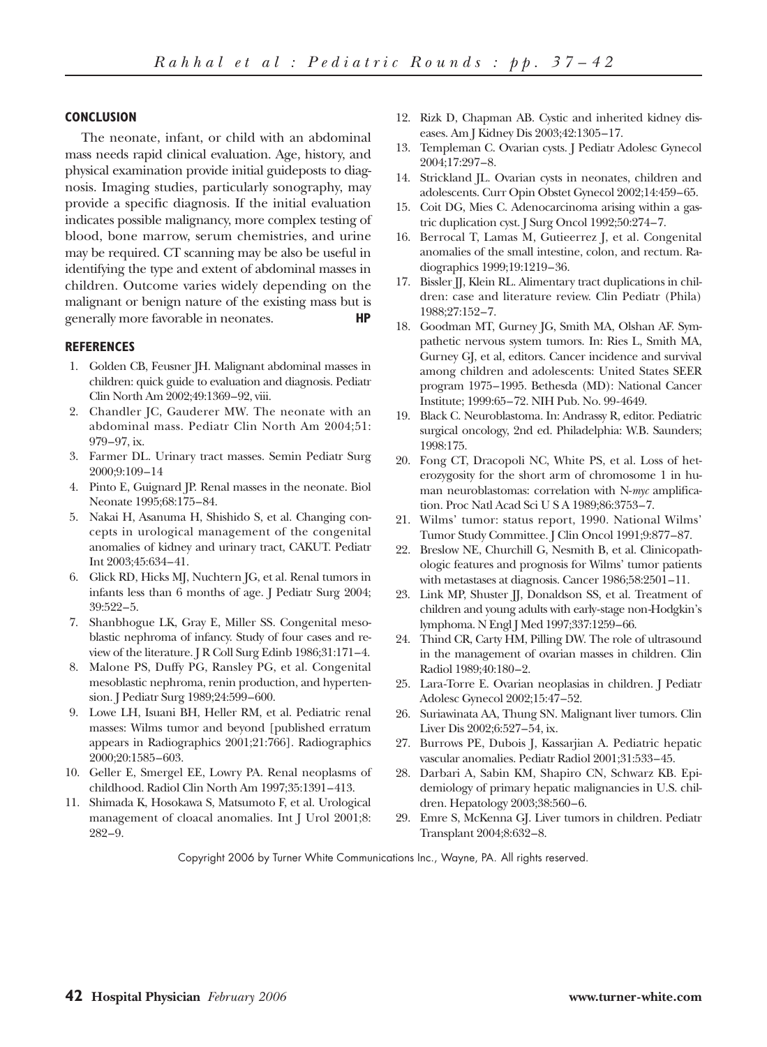## CONCLUSION

The neonate, infant, or child with an abdominal mass needs rapid clinical evaluation. Age, history, and physical examination provide initial guideposts to diagnosis. Imaging studies, particularly sonography, may provide a specific diagnosis. If the initial evaluation indicates possible malignancy, more complex testing of blood, bone marrow, serum chemistries, and urine may be required. CT scanning may be also be useful in identifying the type and extent of abdominal masses in children. Outcome varies widely depending on the malignant or benign nature of the existing mass but is generally more favorable in neonates. **HP**

## REFERENCES

1. Golden CB, Feusner JH. Malignant abdominal masses in children: quick guide to evaluation and diagnosis. Pediatr Clin North Am 2002;49:1369–92, viii.
2. Chandler JC, Gauderer MW. The neonate with an abdominal mass. Pediatr Clin North Am 2004;51: 979–97, ix.
3. Farmer DL. Urinary tract masses. Semin Pediatr Surg 2000;9:109–14
4. Pinto E, Guignard JP. Renal masses in the neonate. Biol Neonate 1995;68:175–84.
5. Nakai H, Asanuma H, Shishido S, et al. Changing concepts in urological management of the congenital anomalies of kidney and urinary tract, CAKUT. Pediatr Int 2003;45:634–41.
6. Glick RD, Hicks MJ, Nuchtern JG, et al. Renal tumors in infants less than 6 months of age. J Pediatr Surg 2004; 39:522–5.
7. Shanbhogue LK, Gray E, Miller SS. Congenital mesoblastic nephroma of infancy. Study of four cases and review of the literature. J R Coll Surg Edinb 1986;31:171–4.
8. Malone PS, Duffy PG, Ransley PG, et al. Congenital mesoblastic nephroma, renin production, and hypertension. J Pediatr Surg 1989;24:599–600.
9. Lowe LH, Isuani BH, Heller RM, et al. Pediatric renal masses: Wilms tumor and beyond [published erratum appears in Radiographics 2001;21:766]. Radiographics 2000;20:1585–603.
10. Geller E, Smergel EE, Lowry PA. Renal neoplasms of childhood. Radiol Clin North Am 1997;35:1391–413.
11. Shimada K, Hosokawa S, Matsumoto F, et al. Urological management of cloacal anomalies. Int J Urol 2001;8: 282–9.
12. Rizk D, Chapman AB. Cystic and inherited kidney diseases. Am J Kidney Dis 2003;42:1305–17.
13. Templeman C. Ovarian cysts. J Pediatr Adolesc Gynecol 2004;17:297–8.
14. Strickland JL. Ovarian cysts in neonates, children and adolescents. Curr Opin Obstet Gynecol 2002;14:459–65.
15. Coit DG, Mies C. Adenocarcinoma arising within a gastric duplication cyst. J Surg Oncol 1992;50:274–7.
16. Berrocal T, Lamas M, Gutieerrez J, et al. Congenital anomalies of the small intestine, colon, and rectum. Radiographics 1999;19:1219–36.
17. Bissler JJ, Klein RL. Alimentary tract duplications in children: case and literature review. Clin Pediatr (Phila) 1988;27:152–7.
18. Goodman MT, Gurney JG, Smith MA, Olshan AF. Sympathetic nervous system tumors. In: Ries L, Smith MA, Gurney GJ, et al, editors. Cancer incidence and survival among children and adolescents: United States SEER program 1975–1995. Bethesda (MD): National Cancer Institute; 1999:65–72. NIH Pub. No. 99-4649.
19. Black C. Neuroblastoma. In: Andrassy R, editor. Pediatric surgical oncology, 2nd ed. Philadelphia: W.B. Saunders; 1998:175.
20. Fong CT, Dracopoli NC, White PS, et al. Loss of heterozygosity for the short arm of chromosome 1 in human neuroblastomas: correlation with N-*myc* amplification. Proc Natl Acad Sci U S A 1989;86:3753–7.
21. Wilms' tumor: status report, 1990. National Wilms' Tumor Study Committee. J Clin Oncol 1991;9:877–87.
22. Breslow NE, Churchill G, Nesmith B, et al. Clinicopathologic features and prognosis for Wilms' tumor patients with metastases at diagnosis. Cancer 1986;58:2501–11.
23. Link MP, Shuster JJ, Donaldson SS, et al. Treatment of children and young adults with early-stage non-Hodgkin's lymphoma. N Engl J Med 1997;337:1259–66.
24. Thind CR, Carty HM, Pilling DW. The role of ultrasound in the management of ovarian masses in children. Clin Radiol 1989;40:180–2.
25. Lara-Torre E. Ovarian neoplasias in children. J Pediatr Adolesc Gynecol 2002;15:47–52.
26. Suriawinata AA, Thung SN. Malignant liver tumors. Clin Liver Dis 2002;6:527–54, ix.
27. Burrows PE, Dubois J, Kassarjian A. Pediatric hepatic vascular anomalies. Pediatr Radiol 2001;31:533–45.
28. Darbari A, Sabin KM, Shapiro CN, Schwarz KB. Epidemiology of primary hepatic malignancies in U.S. children. Hepatology 2003;38:560–6.
29. Emre S, McKenna GJ. Liver tumors in children. Pediatr Transplant 2004;8:632–8.

Copyright 2006 by Turner White Communications Inc., Wayne, PA. All rights reserved.